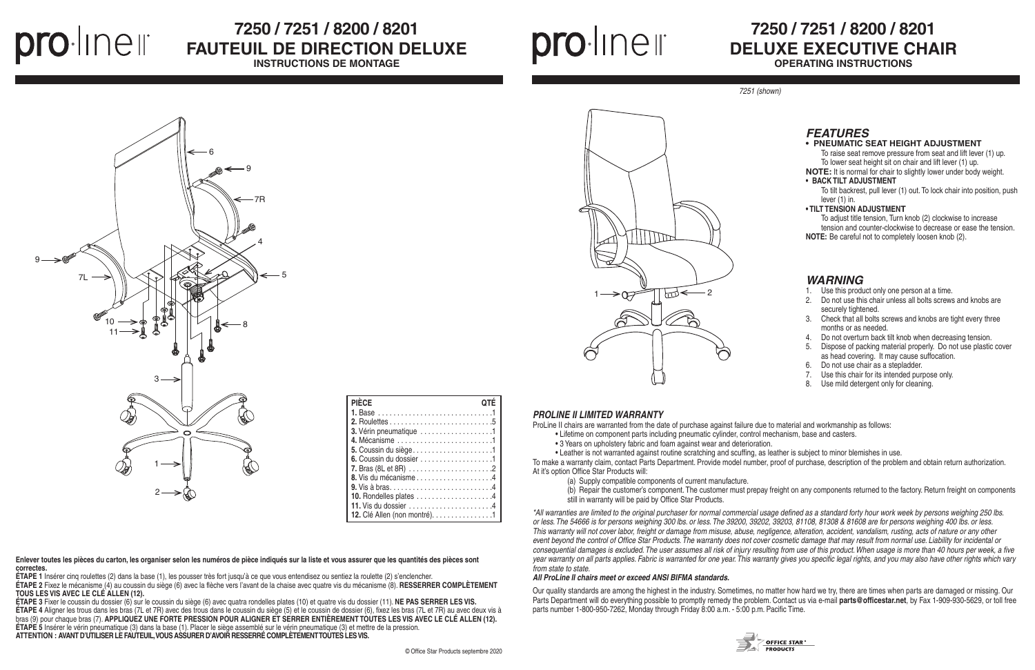# 7250 / 7251 / 8200 / 8201 FAUTEUIL DE DIRECTION DELUXE

**INSTRUCTIONS DE MONTAGE**

| PIÈCE | QTÉ |
|---|---|
| **1.** Base | 1 |
| **2.** Roulettes | 5 |
| **3.** Vérin pneumatique | 1 |
| **4.** Mécanisme | 1 |
| **5.** Coussin du siège | 1 |
| **6.** Coussin du dossier | 1 |
| **7.** Bras (8L et 8R) | 2 |
| **8.** Vis du mécanisme | 4 |
| **9.** Vis à bras | 4 |
| **10.** Rondelles plates | 4 |
| **11.** Vis du dossier | 4 |
| **12.** Clé Allen (non montré) | 1 |

**Enlever toutes les pièces du carton, les organiser selon les numéros de pièce indiqués sur la liste et vous assurer que les quantités des pièces sont correctes.**

**ÉTAPE 1** Insérer cinq roulettes (2) dans la base (1), les pousser très fort jusqu'à ce que vous entendiez ou sentiez la roulette (2) s'enclencher.

**ÉTAPE 2** Fixez le mécanisme (4) au coussin du siège (6) avec la flèche vers l'avant de la chaise avec quatre vis du mécanisme (8). **RESSERRER COMPLÈTEMENT TOUS LES VIS AVEC LE CLÉ ALLEN (12).**

**ÉTAPE 3** Fixer le coussin du dossier (6) sur le coussin du siège (6) avec quatra rondelles plates (10) et quatre vis du dossier (11). **NE PAS SERRER LES VIS.**

**ÉTAPE 4** Aligner les trous dans les bras (7L et 7R) avec des trous dans le coussin du siège (5) et le coussin de dossier (6), fixez les bras (7L et 7R) au avec deux vis à bras (9) pour chaque bras (7). **APPLIQUEZ UNE FORTE PRESSION POUR ALIGNER ET SERRER ENTIÈREMENT TOUTES LES VIS AVEC LE CLÉ ALLEN (12).**

**ÉTAPE 5** Insérer le vérin pneumatique (3) dans la base (1). Placer le siège assemblé sur le vérin pneumatique (3) et mettre de la pression.

**ATTENTION : AVANT D'UTILISER LE FAUTEUIL, VOUS ASSURER D'AVOIR RESSERRÉ COMPLÈTEMENT TOUTES LES VIS.**

© Office Star Products septembre 2020

# 7250 / 7251 / 8200 / 8201 DELUXE EXECUTIVE CHAIR

**OPERATING INSTRUCTIONS**

*7251 (shown)*

## *FEATURES*

- **PNEUMATIC SEAT HEIGHT ADJUSTMENT**
  To raise seat remove pressure from seat and lift lever (1) up. To lower seat height sit on chair and lift lever (1) up.

**NOTE:** It is normal for chair to slightly lower under body weight.

- **BACK TILT ADJUSTMENT**
  To tilt backrest, pull lever (1) out. To lock chair into position, push lever (1) in.
- **TILT TENSION ADJUSTMENT**
  To adjust title tension, Turn knob (2) clockwise to increase tension and counter-clockwise to decrease or ease the tension.

**NOTE:** Be careful not to completely loosen knob (2).

## *WARNING*

1. Use this product only one person at a time.
2. Do not use this chair unless all bolts screws and knobs are securely tightened.
3. Check that all bolts screws and knobs are tight every three months or as needed.
4. Do not overturn back tilt knob when decreasing tension.
5. Dispose of packing material properly. Do not use plastic cover as head covering. It may cause suffocation.
6. Do not use chair as a stepladder.
7. Use this chair for its intended purpose only.
8. Use mild detergent only for cleaning.

### *PROLINE II LIMITED WARRANTY*

ProLine II chairs are warranted from the date of purchase against failure due to material and workmanship as follows:

- Lifetime on component parts including pneumatic cylinder, control mechanism, base and casters.
- 3 Years on upholstery fabric and foam against wear and deterioration.
- Leather is not warranted against routine scratching and scuffing, as leather is subject to minor blemishes in use.

To make a warranty claim, contact Parts Department. Provide model number, proof of purchase, description of the problem and obtain return authorization. At it's option Office Star Products will:

(a) Supply compatible components of current manufacture.

(b) Repair the customer's component. The customer must prepay freight on any components returned to the factory. Return freight on components still in warranty will be paid by Office Star Products.

*\*All warranties are limited to the original purchaser for normal commercial usage defined as a standard forty hour work week by persons weighing 250 lbs. or less. The 54666 is for persons weighing 300 lbs. or less. The 39200, 39202, 39203, 81108, 81308 & 81608 are for persons weighing 400 lbs. or less. This warranty will not cover labor, freight or damage from misuse, abuse, negligence, alteration, accident, vandalism, rusting, acts of nature or any other event beyond the control of Office Star Products. The warranty does not cover cosmetic damage that may result from normal use. Liability for incidental or consequential damages is excluded. The user assumes all risk of injury resulting from use of this product. When usage is more than 40 hours per week, a five year warranty on all parts applies. Fabric is warranted for one year. This warranty gives you specific legal rights, and you may also have other rights which vary from state to state.*

***All ProLine II chairs meet or exceed ANSI BIFMA standards.***

Our quality standards are among the highest in the industry. Sometimes, no matter how hard we try, there are times when parts are damaged or missing. Our Parts Department will do everything possible to promptly remedy the problem. Contact us via e-mail **parts@officestar.net**, by Fax 1-909-930-5629, or toll free parts number 1-800-950-7262, Monday through Friday 8:00 a.m. - 5:00 p.m. Pacific Time.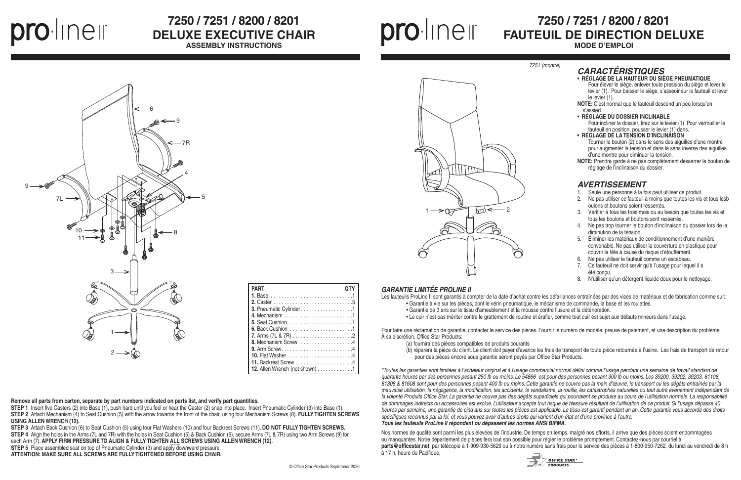# pro·line II

# 7250 / 7251 / 8200 / 8201
# DELUXE EXECUTIVE CHAIR
## ASSEMBLY INSTRUCTIONS

6
9
7R
4
9
7L
5
10
11
8
3
1
2

| PART | QTY |
|---|---|
| **1.** Base | 1 |
| **2.** Caster | 5 |
| **3.** Pneumatic Cylinder | 1 |
| **4.** Mechanism | 1 |
| **5.** Seat Cushion | 1 |
| **6.** Back Cushion | 1 |
| **7.** Arms (7L & 7R) | 2 |
| **8.** Mechanism Screw | 4 |
| **9.** Arm Screw | 4 |
| **10.** Flat Washer | 4 |
| **11.** Backrest Screw | 4 |
| **12.** Allen Wrench (not shown) | 1 |

**Remove all parts from carton, separate by part numbers indicated on parts list, and verify part quantities.**

**STEP 1** Insert five Casters (2) into Base (1), push hard until you feel or hear the Caster (2) snap into place. Insert Pneumatic Cylinder (3) into Base (1).

**STEP 2** Attach Mechanism (4) to Seat Cushion (5) with the arrow towards the front of the chair, using four Mechanism Screws (8). **FULLY TIGHTEN SCREWS USING ALLEN WRENCH (12).**

**STEP 3** Attach Back Cushion (6) to Seat Cushion (5) using four Flat Washers (10) and four Backrest Screws (11). **DO NOT FULLY TIGHTEN SCREWS.**

**STEP 4** Align the holes in the Arms (7L and 7R) with the holes in Seat Cushion (5) & Back Cushion (6), secure Arms (7L & 7R) using two Arm Screws (9) for each Arm (7). **APPLY FIRM PRESSURE TO ALIGN & FULLY TIGHTEN ALL SCREWS USING ALLEN WRENCH (12).**

**STEP 5** Place assembled seat on top of Pneumatic Cylinder (3) and apply downward pressure.

**ATTENTION: MAKE SURE ALL SCREWS ARE FULLY TIGHTENED BEFORE USING CHAIR.**

© Office Star Products September 2020

# pro·line II

# 7250 / 7251 / 8200 / 8201
# FAUTEUIL DE DIRECTION DELUXE
## MODE D'EMPLOI

*7251 (montré)*

1
2

## *CARACTÉRISTIQUES*

- **RÉGLAGE DE LA HAUTEUR DU SIÈGE PNEUMATIQUE**
  Pour élever le siège, enlever toute pression du siège et lever le levier (1). Pour baisser le siège, s'asseoir sur le fauteuil et lever le levier (1).

**NOTE:** C'est normal que le fauteuil descend un peu lorsqu'on s'assied.

- **RÉGLAGE DU DOSSIER INCLINABLE**
  Pour incliner le dossier, tirez sur le levier (1). Pour verrouiller le fauteuil en position, pousser le levier (1) dans.
- **RÉGLAGE DE LA TENSION D'INCLINAISON**
  Tourner le bouton (2) dans le sens des aiguilles d'une montre pour augmenter la tension et dans le sens inverse des aiguilles d'une montre pour diminuer la tension.

**NOTE:** Prendre garde à ne pas complètement desserrer le bouton de réglage de l'inclinaison du dossier.

## *AVERTISSEMENT*

1. Seule une personne à la fois peut utiliser ce produit.
2. Ne pas utiliser ce fauteuil à moins que toutes les vis et tous lesb oulons et boutons soient resserrés.
3. Vérifier à tous les trois mois ou au besoin que toutes les vis et tous les boulons et boutons sont resserrés.
4. Ne pas trop tourner le bouton d'inclinaison du dossier lors de la diminution de la tension.
5. Éliminer les matériaux de conditionnement d'une manière convenable. Ne pas utiliser la couverture en plastique pour couvrir la tête à cause du risque d'étouffement.
6. Ne pas utiliser le fauteuil comme un escabeau.
7. Ce fauteuil ne doit servir qu'à l'usage pour lequel il a été conçu.
8. N'utiliser qu'un détergent liquide doux pour le nettoyage.

### *GARANTIE LIMITÉE PROLINE II*

Les fauteuils ProLine II sont garantis à compter de la date d'achat contre les défaillances entraînées par des vices de matériaux et de fabrication comme suit :

- Garantie à vie sur les pièces, dont le vérin pneumatique, le mécanisme de commande, la base et les roulettes.
- Garantie de 3 ans sur le tissu d'ameublement et la mousse contre l'usure et la détérioration.
- Le cuir n'est pas mériter contre le grattement de routine et érafler, comme tout cuir est sujet aux défauts mineurs dans l'usage.

Pour faire une réclamation de garantie, contacter le service des pièces. Fournir le numéro de modèle, preuve de paiement, et une description du problème. À sa discrétion, Office Star Products:

(a) fournira des pièces compatibles de produits courants

(b) réparera la pièce du client. Le client doit payer d'avance les frais de transport de toute pièce retournée à l'usine. Les frais de transport de retour pour des pièces encore sous garantie seront payés par Office Star Products.

*\*Toutes les garanties sont limitées à l'acheteur original et à l'usage commercial normal défini comme l'usage pendant une semaine de travail standard de quarante heures par des personnes pesant 250 lb ou moins. Le 54666 est pour des personnes pesant 300 lb ou moins. Les 39200, 39202, 39203, 81108, 81308 & 81608 sont pour des personnes pesant 400 lb ou moins. Cette garantie ne couvre pas la main d'œuvre, le transport ou les dégâts entraînés par la mauvaise utilisation, la négligence, la modification, les accidents, le vandalisme, la rouille, les catastrophes naturelles ou tout autre événement indépendant de la volonté Produits Office Star. La garantie ne couvre pas des dégâts superficiels qui pourraient se produire au cours de l'utilisation normale. La responsabilité de dommages indirects ou accessoires est exclue. L'utilisateur accepte tout risque de blessure résultant de l'utilisation de ce produit. Si l'usage dépasse 40 heures par semaine, une garantie de cinq ans sur toutes les pièces est applicable. Le tissu est garanti pendant un an. Cette garantie vous accorde des droits spécifiques reconnus par la loi, et vous pouvez avoir d'autres droits qui varient d'un état et d'une province à l'autre.*

***Tous les fauteuils ProLine II répondent ou dépassent les normes ANSI BIFMA.***

Nos normes de qualité sont parmi les plus élevées de l'industrie. De temps en temps, malgré nos efforts, il arrive que des pièces soient endommagées ou manquantes. Notre département de pièces fera tout son possible pour régler le problème promptement. Contactez-nous par courriel à **parts@officestar.net**, par télécopie à 1-909-930-5629 ou à notre numéro sans frais pour le service des pièces à 1-800-950-7262, du lundi au vendredi de 8 h à 17 h, heure du Pacifique.

OFFICE STAR® PRODUCTS